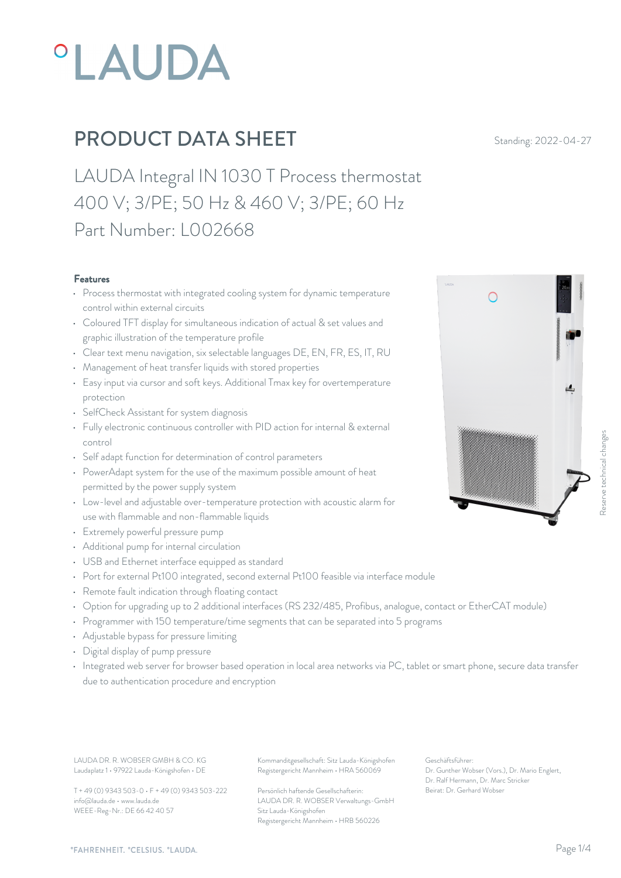# PRODUCT DATA SHEET

Standing: 2022-04-27

## LAUDA Integral IN 1030 T Process thermostat
## 400 V; 3/PE; 50 Hz & 460 V; 3/PE; 60 Hz
## Part Number: L002668

### Features

- Process thermostat with integrated cooling system for dynamic temperature control within external circuits
- Coloured TFT display for simultaneous indication of actual & set values and graphic illustration of the temperature profile
- Clear text menu navigation, six selectable languages DE, EN, FR, ES, IT, RU
- Management of heat transfer liquids with stored properties
- Easy input via cursor and soft keys. Additional Tmax key for overtemperature protection
- SelfCheck Assistant for system diagnosis
- Fully electronic continuous controller with PID action for internal & external control
- Self adapt function for determination of control parameters
- PowerAdapt system for the use of the maximum possible amount of heat permitted by the power supply system
- Low-level and adjustable over-temperature protection with acoustic alarm for use with flammable and non-flammable liquids
- Extremely powerful pressure pump
- Additional pump for internal circulation
- USB and Ethernet interface equipped as standard
- Port for external Pt100 integrated, second external Pt100 feasible via interface module
- Remote fault indication through floating contact
- Option for upgrading up to 2 additional interfaces (RS 232/485, Profibus, analogue, contact or EtherCAT module)
- Programmer with 150 temperature/time segments that can be separated into 5 programs
- Adjustable bypass for pressure limiting
- Digital display of pump pressure
- Integrated web server for browser based operation in local area networks via PC, tablet or smart phone, secure data transfer due to authentication procedure and encryption

Reserve technical changes

LAUDA DR. R. WOBSER GMBH & CO. KG
Laudaplatz 1 • 97922 Lauda-Königshofen • DE

T + 49 (0) 9343 503-0 • F + 49 (0) 9343 503-222
info@lauda.de • www.lauda.de
WEEE-Reg-Nr.: DE 66 42 40 57

Kommanditgesellschaft: Sitz Lauda-Königshofen
Registergericht Mannheim • HRA 560069

Persönlich haftende Gesellschafterin:
LAUDA DR. R. WOBSER Verwaltungs-GmbH
Sitz Lauda-Königshofen
Registergericht Mannheim • HRB 560226

Geschäftsführer:
Dr. Gunther Wobser (Vors.), Dr. Mario Englert, Dr. Ralf Hermann, Dr. Marc Stricker
Beirat: Dr. Gerhard Wobser

°FAHRENHEIT. °CELSIUS. °LAUDA.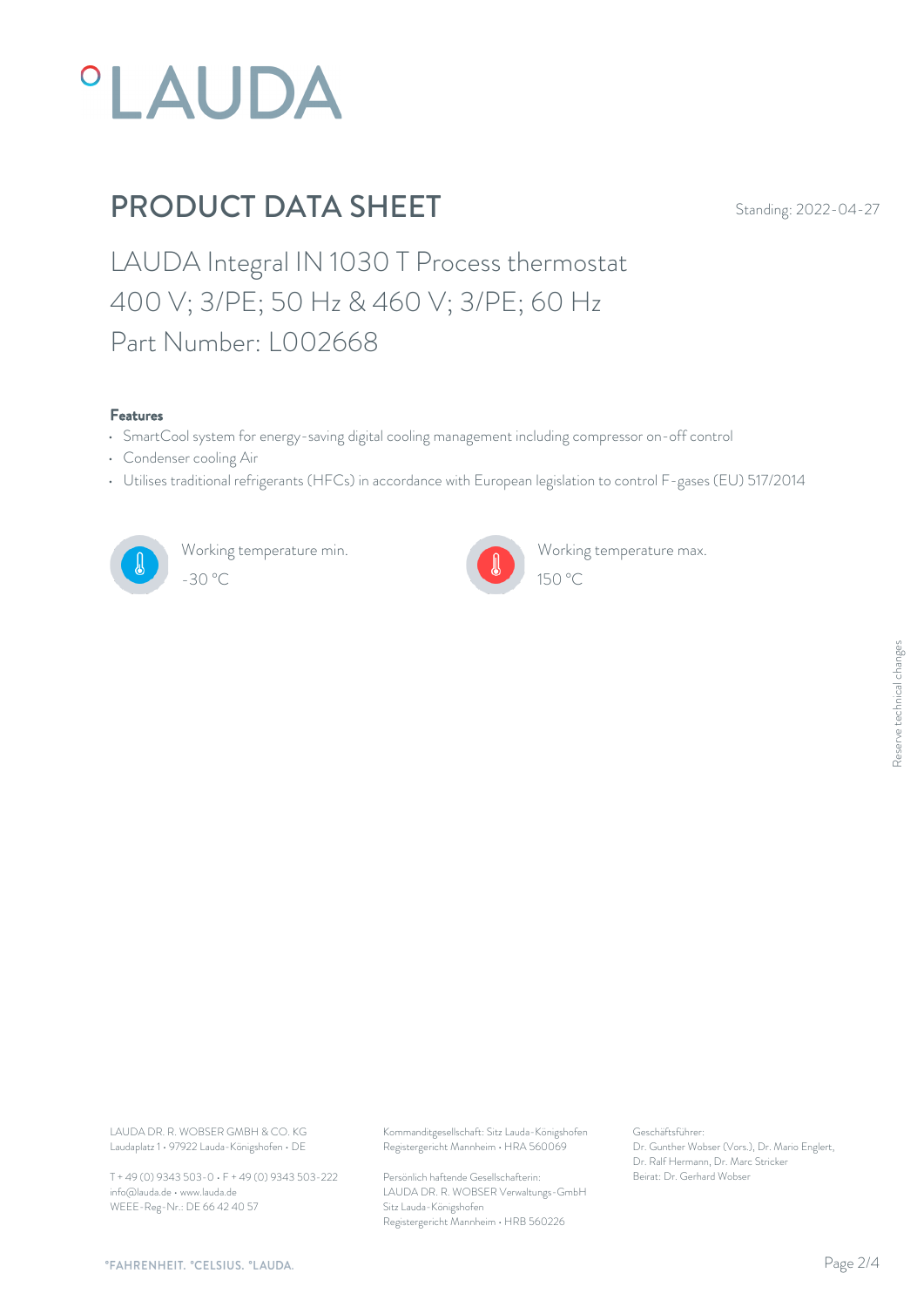# PRODUCT DATA SHEET

Standing: 2022-04-27

## LAUDA Integral IN 1030 T Process thermostat
## 400 V; 3/PE; 50 Hz & 460 V; 3/PE; 60 Hz
## Part Number: L002668

**Features**

- SmartCool system for energy-saving digital cooling management including compressor on-off control
- Condenser cooling Air
- Utilises traditional refrigerants (HFCs) in accordance with European legislation to control F-gases (EU) 517/2014

Working temperature min.
-30 °C

Working temperature max.
150 °C

Reserve technical changes

LAUDA DR. R. WOBSER GMBH & CO. KG
Laudaplatz 1 • 97922 Lauda-Königshofen • DE

T + 49 (0) 9343 503-0 • F + 49 (0) 9343 503-222
info@lauda.de • www.lauda.de
WEEE-Reg-Nr.: DE 66 42 40 57

Kommanditgesellschaft: Sitz Lauda-Königshofen
Registergericht Mannheim • HRA 560069

Persönlich haftende Gesellschafterin:
LAUDA DR. R. WOBSER Verwaltungs-GmbH
Sitz Lauda-Königshofen
Registergericht Mannheim • HRB 560226

Geschäftsführer:
Dr. Gunther Wobser (Vors.), Dr. Mario Englert,
Dr. Ralf Hermann, Dr. Marc Stricker
Beirat: Dr. Gerhard Wobser

°FAHRENHEIT. °CELSIUS. °LAUDA.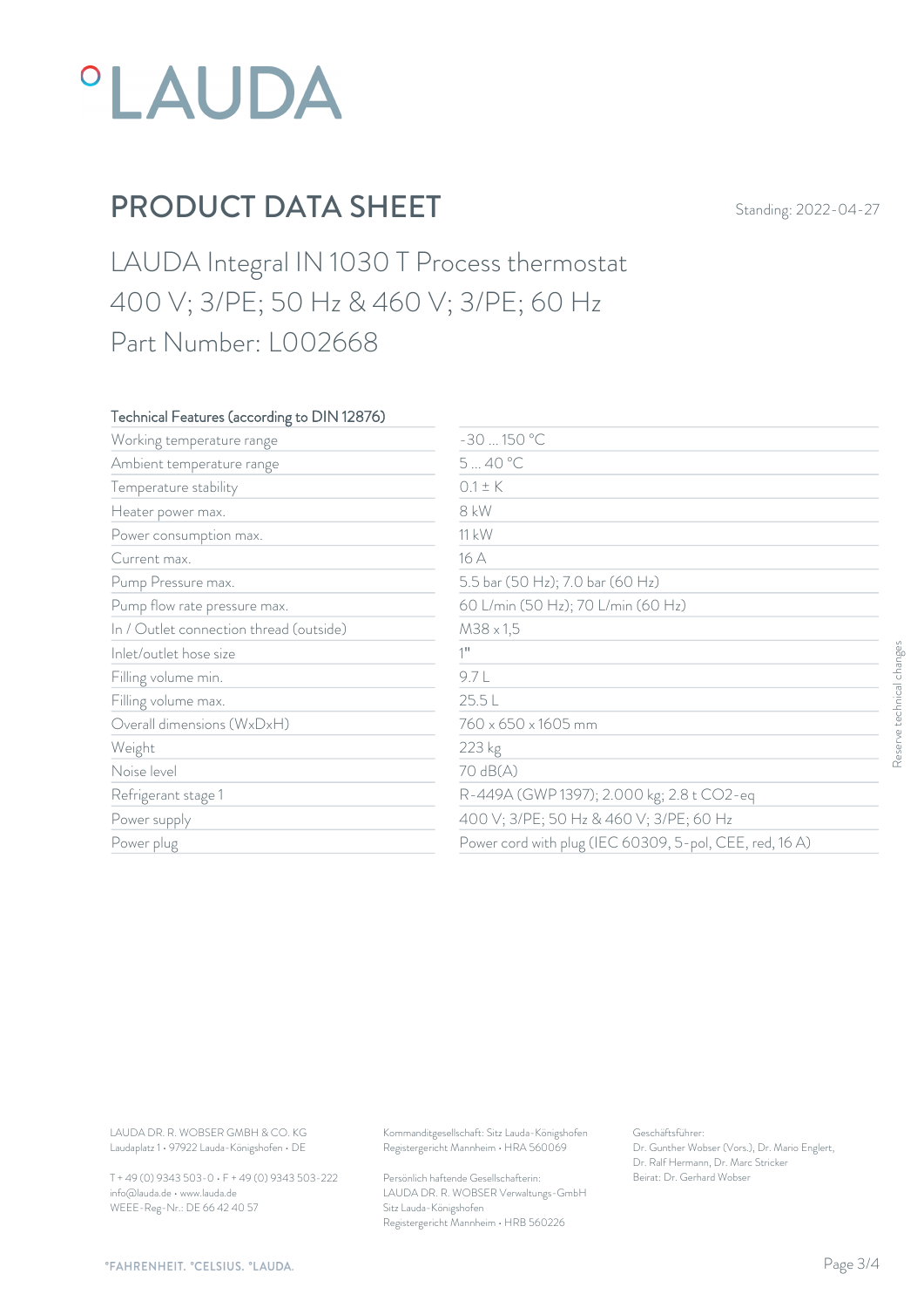# °LAUDA

## PRODUCT DATA SHEET

Standing: 2022-04-27

LAUDA Integral IN 1030 T Process thermostat
400 V; 3/PE; 50 Hz & 460 V; 3/PE; 60 Hz
Part Number: L002668

| Technical Features (according to DIN 12876) | |
|---|---|
| Working temperature range | -30 ... 150 °C |
| Ambient temperature range | 5 ... 40 °C |
| Temperature stability | 0.1 ± K |
| Heater power max. | 8 kW |
| Power consumption max. | 11 kW |
| Current max. | 16 A |
| Pump Pressure max. | 5.5 bar (50 Hz); 7.0 bar (60 Hz) |
| Pump flow rate pressure max. | 60 L/min (50 Hz); 70 L/min (60 Hz) |
| In / Outlet connection thread (outside) | M38 x 1,5 |
| Inlet/outlet hose size | 1" |
| Filling volume min. | 9.7 L |
| Filling volume max. | 25.5 L |
| Overall dimensions (WxDxH) | 760 x 650 x 1605 mm |
| Weight | 223 kg |
| Noise level | 70 dB(A) |
| Refrigerant stage 1 | R-449A (GWP 1397); 2.000 kg; 2.8 t $CO_2$-eq |
| Power supply | 400 V; 3/PE; 50 Hz & 460 V; 3/PE; 60 Hz |
| Power plug | Power cord with plug (IEC 60309, 5-pol, CEE, red, 16 A) |

Reserve technical changes

LAUDA DR. R. WOBSER GMBH & CO. KG
Laudaplatz 1 • 97922 Lauda-Königshofen • DE

T + 49 (0) 9343 503-0 • F + 49 (0) 9343 503-222
info@lauda.de • www.lauda.de
WEEE-Reg-Nr.: DE 66 42 40 57

Kommanditgesellschaft: Sitz Lauda-Königshofen
Registergericht Mannheim • HRA 560069

Persönlich haftende Gesellschafterin:
LAUDA DR. R. WOBSER Verwaltungs-GmbH
Sitz Lauda-Königshofen
Registergericht Mannheim • HRB 560226

Geschäftsführer:
Dr. Gunther Wobser (Vors.), Dr. Mario Englert,
Dr. Ralf Hermann, Dr. Marc Stricker
Beirat: Dr. Gerhard Wobser

°FAHRENHEIT. °CELSIUS. °LAUDA.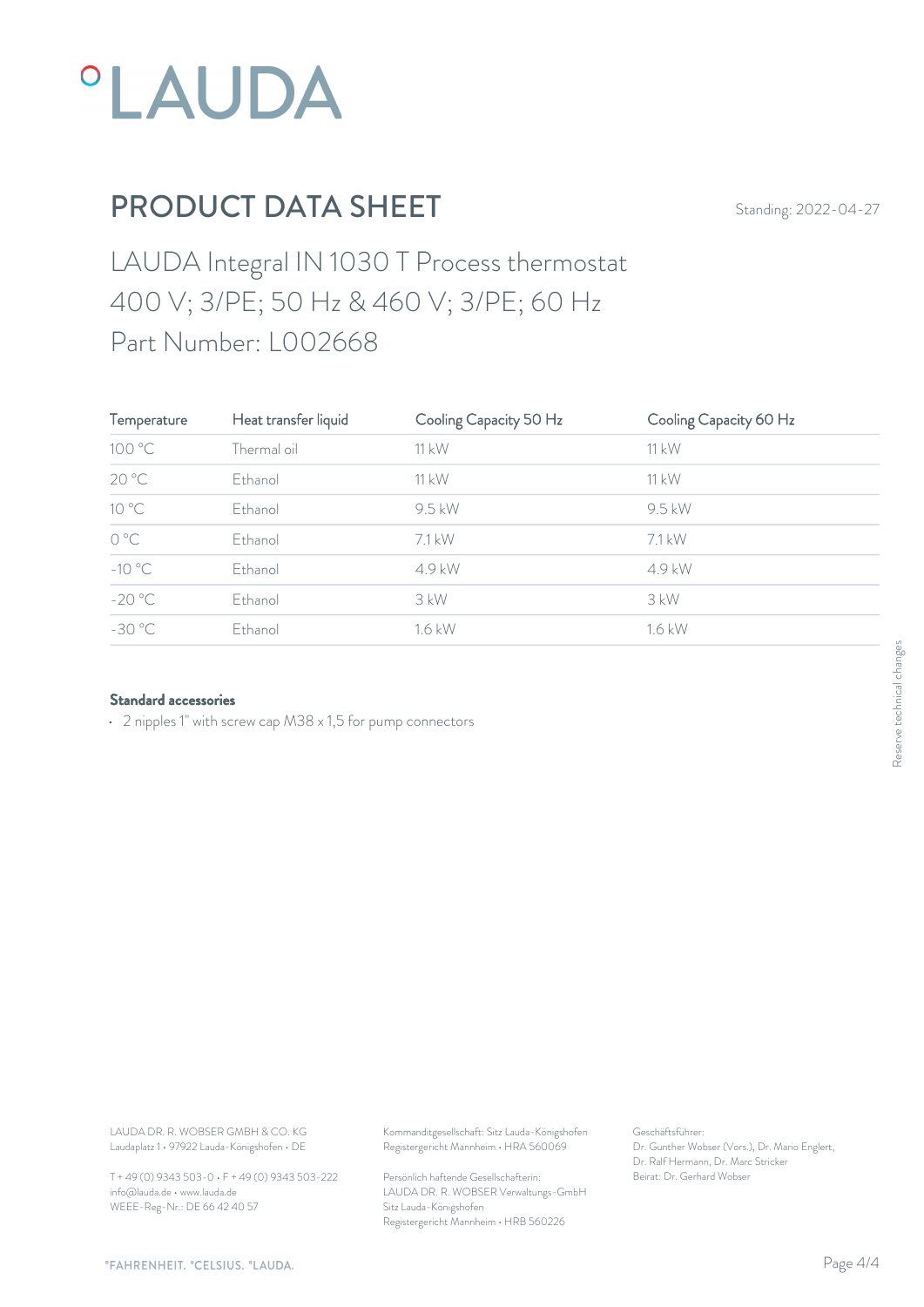# PRODUCT DATA SHEET

Standing: 2022-04-27

## LAUDA Integral IN 1030 T Process thermostat
## 400 V; 3/PE; 50 Hz & 460 V; 3/PE; 60 Hz
## Part Number: L002668

| Temperature | Heat transfer liquid | Cooling Capacity 50 Hz | Cooling Capacity 60 Hz |
|---|---|---|---|
| 100 °C | Thermal oil | 11 kW | 11 kW |
| 20 °C | Ethanol | 11 kW | 11 kW |
| 10 °C | Ethanol | 9.5 kW | 9.5 kW |
| 0 °C | Ethanol | 7.1 kW | 7.1 kW |
| -10 °C | Ethanol | 4.9 kW | 4.9 kW |
| -20 °C | Ethanol | 3 kW | 3 kW |
| -30 °C | Ethanol | 1.6 kW | 1.6 kW |

**Standard accessories**

- 2 nipples 1" with screw cap M38 x 1,5 for pump connectors

Reserve technical changes

LAUDA DR. R. WOBSER GMBH & CO. KG
Laudaplatz 1 • 97922 Lauda-Königshofen • DE

T + 49 (0) 9343 503-0 • F + 49 (0) 9343 503-222
info@lauda.de • www.lauda.de
WEEE-Reg-Nr.: DE 66 42 40 57

Kommanditgesellschaft: Sitz Lauda-Königshofen
Registergericht Mannheim • HRA 560069

Persönlich haftende Gesellschafterin:
LAUDA DR. R. WOBSER Verwaltungs-GmbH
Sitz Lauda-Königshofen
Registergericht Mannheim • HRB 560226

Geschäftsführer:
Dr. Gunther Wobser (Vors.), Dr. Mario Englert, Dr. Ralf Hermann, Dr. Marc Stricker
Beirat: Dr. Gerhard Wobser

°FAHRENHEIT. °CELSIUS. °LAUDA.